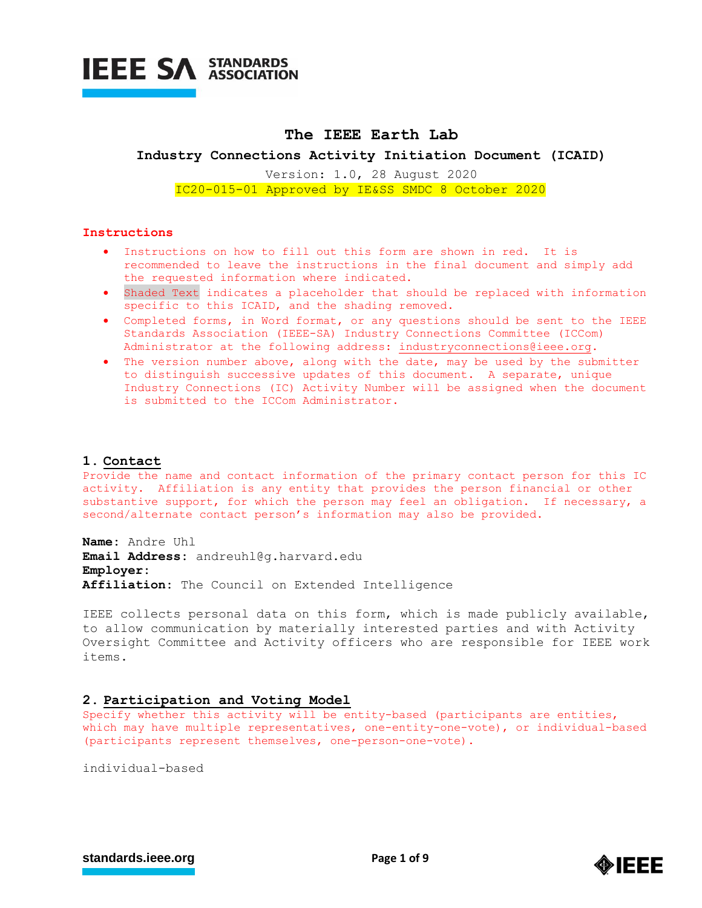# The IEEE Earth Lab

## Industry Connections Activity Initiation Document (ICAID)

Version: 1.0, 28 August 2020

IC20-015-01 Approved by IE&SS SMDC 8 October 2020

### Instructions

- Instructions on how to fill out this form are shown in red. It is recommended to leave the instructions in the final document and simply add the requested information where indicated.
- Shaded Text indicates a placeholder that should be replaced with information specific to this ICAID, and the shading removed.
- Completed forms, in Word format, or any questions should be sent to the IEEE Standards Association (IEEE-SA) Industry Connections Committee (ICCom) Administrator at the following address: industryconnections@ieee.org.
- The version number above, along with the date, may be used by the submitter to distinguish successive updates of this document. A separate, unique Industry Connections (IC) Activity Number will be assigned when the document is submitted to the ICCom Administrator.

## 1. Contact

Provide the name and contact information of the primary contact person for this IC activity. Affiliation is any entity that provides the person financial or other substantive support, for which the person may feel an obligation. If necessary, a second/alternate contact person's information may also be provided.

**Name**: Andre Uhl
**Email Address**: andreuhl@g.harvard.edu
**Employer**:
**Affiliation**: The Council on Extended Intelligence

IEEE collects personal data on this form, which is made publicly available, to allow communication by materially interested parties and with Activity Oversight Committee and Activity officers who are responsible for IEEE work items.

## 2. Participation and Voting Model

Specify whether this activity will be entity-based (participants are entities, which may have multiple representatives, one-entity-one-vote), or individual-based (participants represent themselves, one-person-one-vote).

individual-based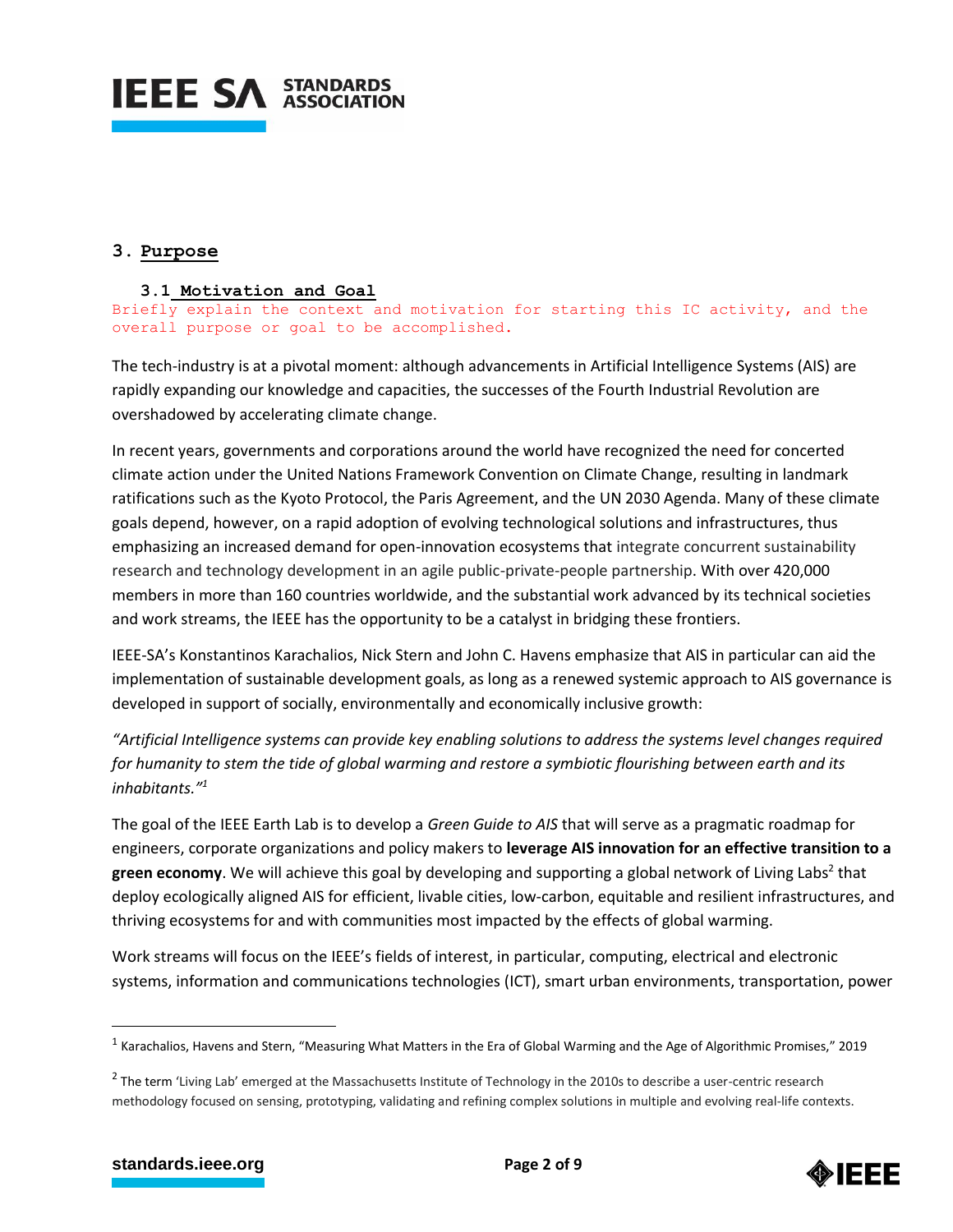## 3. Purpose

### 3.1 Motivation and Goal

Briefly explain the context and motivation for starting this IC activity, and the overall purpose or goal to be accomplished.

The tech-industry is at a pivotal moment: although advancements in Artificial Intelligence Systems (AIS) are rapidly expanding our knowledge and capacities, the successes of the Fourth Industrial Revolution are overshadowed by accelerating climate change.

In recent years, governments and corporations around the world have recognized the need for concerted climate action under the United Nations Framework Convention on Climate Change, resulting in landmark ratifications such as the Kyoto Protocol, the Paris Agreement, and the UN 2030 Agenda. Many of these climate goals depend, however, on a rapid adoption of evolving technological solutions and infrastructures, thus emphasizing an increased demand for open-innovation ecosystems that integrate concurrent sustainability research and technology development in an agile public-private-people partnership. With over 420,000 members in more than 160 countries worldwide, and the substantial work advanced by its technical societies and work streams, the IEEE has the opportunity to be a catalyst in bridging these frontiers.

IEEE-SA's Konstantinos Karachalios, Nick Stern and John C. Havens emphasize that AIS in particular can aid the implementation of sustainable development goals, as long as a renewed systemic approach to AIS governance is developed in support of socially, environmentally and economically inclusive growth:

*"Artificial Intelligence systems can provide key enabling solutions to address the systems level changes required for humanity to stem the tide of global warming and restore a symbiotic flourishing between earth and its inhabitants."*[1]

The goal of the IEEE Earth Lab is to develop a *Green Guide to AIS* that will serve as a pragmatic roadmap for engineers, corporate organizations and policy makers to **leverage AIS innovation for an effective transition to a green economy**. We will achieve this goal by developing and supporting a global network of Living Labs[2] that deploy ecologically aligned AIS for efficient, livable cities, low-carbon, equitable and resilient infrastructures, and thriving ecosystems for and with communities most impacted by the effects of global warming.

Work streams will focus on the IEEE's fields of interest, in particular, computing, electrical and electronic systems, information and communications technologies (ICT), smart urban environments, transportation, power

[1] Karachalios, Havens and Stern, "Measuring What Matters in the Era of Global Warming and the Age of Algorithmic Promises," 2019

[2] The term 'Living Lab' emerged at the Massachusetts Institute of Technology in the 2010s to describe a user-centric research methodology focused on sensing, prototyping, validating and refining complex solutions in multiple and evolving real-life contexts.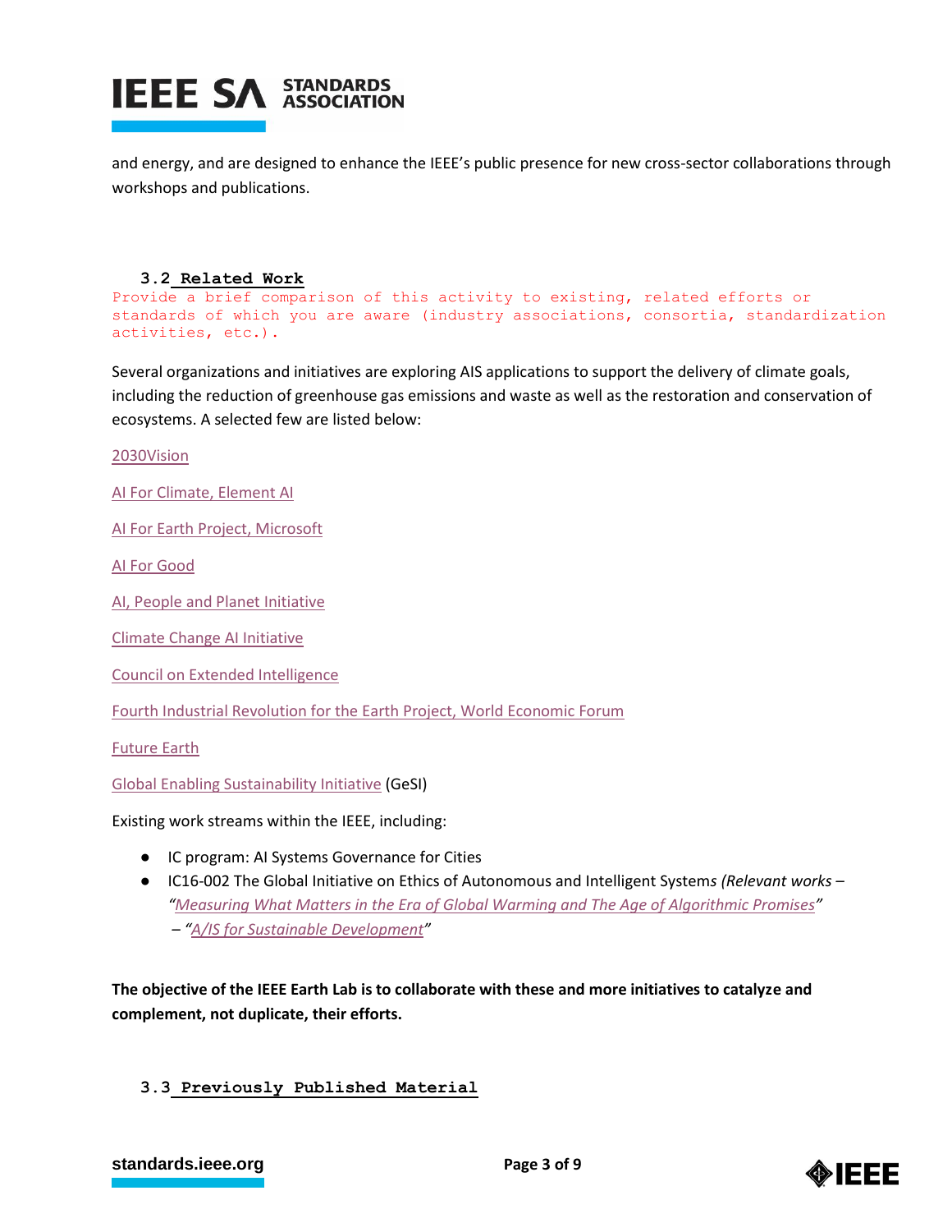and energy, and are designed to enhance the IEEE's public presence for new cross-sector collaborations through workshops and publications.

### 3.2 Related Work

Provide a brief comparison of this activity to existing, related efforts or standards of which you are aware (industry associations, consortia, standardization activities, etc.).

Several organizations and initiatives are exploring AIS applications to support the delivery of climate goals, including the reduction of greenhouse gas emissions and waste as well as the restoration and conservation of ecosystems. A selected few are listed below:

2030Vision

AI For Climate, Element AI

AI For Earth Project, Microsoft

AI For Good

AI, People and Planet Initiative

Climate Change AI Initiative

Council on Extended Intelligence

Fourth Industrial Revolution for the Earth Project, World Economic Forum

Future Earth

Global Enabling Sustainability Initiative (GeSI)

Existing work streams within the IEEE, including:

- IC program: AI Systems Governance for Cities
- IC16-002 The Global Initiative on Ethics of Autonomous and Intelligent Systems *(Relevant works* – *"Measuring What Matters in the Era of Global Warming and The Age of Algorithmic Promises"* – *"A/IS for Sustainable Development"*

**The objective of the IEEE Earth Lab is to collaborate with these and more initiatives to catalyze and complement, not duplicate, their efforts.**

### 3.3 Previously Published Material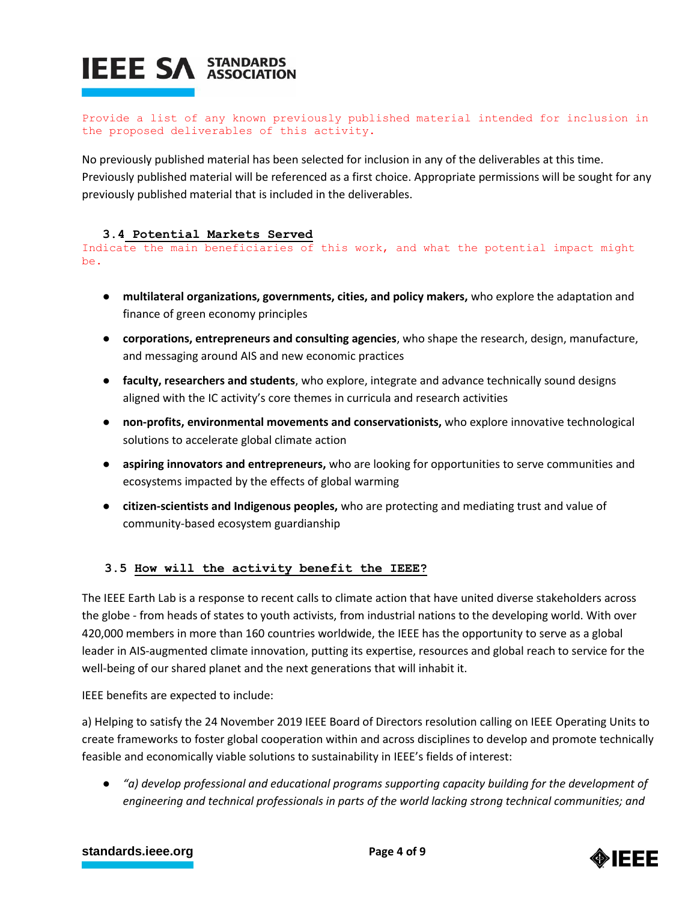Provide a list of any known previously published material intended for inclusion in the proposed deliverables of this activity.

No previously published material has been selected for inclusion in any of the deliverables at this time. Previously published material will be referenced as a first choice. Appropriate permissions will be sought for any previously published material that is included in the deliverables.

### 3.4 Potential Markets Served

Indicate the main beneficiaries of this work, and what the potential impact might be.

- **multilateral organizations, governments, cities, and policy makers,** who explore the adaptation and finance of green economy principles
- **corporations, entrepreneurs and consulting agencies**, who shape the research, design, manufacture, and messaging around AIS and new economic practices
- **faculty, researchers and students**, who explore, integrate and advance technically sound designs aligned with the IC activity's core themes in curricula and research activities
- **non-profits, environmental movements and conservationists,** who explore innovative technological solutions to accelerate global climate action
- **aspiring innovators and entrepreneurs,** who are looking for opportunities to serve communities and ecosystems impacted by the effects of global warming
- **citizen-scientists and Indigenous peoples,** who are protecting and mediating trust and value of community-based ecosystem guardianship

### 3.5 How will the activity benefit the IEEE?

The IEEE Earth Lab is a response to recent calls to climate action that have united diverse stakeholders across the globe - from heads of states to youth activists, from industrial nations to the developing world. With over 420,000 members in more than 160 countries worldwide, the IEEE has the opportunity to serve as a global leader in AIS-augmented climate innovation, putting its expertise, resources and global reach to service for the well-being of our shared planet and the next generations that will inhabit it.

IEEE benefits are expected to include:

a) Helping to satisfy the 24 November 2019 IEEE Board of Directors resolution calling on IEEE Operating Units to create frameworks to foster global cooperation within and across disciplines to develop and promote technically feasible and economically viable solutions to sustainability in IEEE's fields of interest:

- *"a) develop professional and educational programs supporting capacity building for the development of engineering and technical professionals in parts of the world lacking strong technical communities; and*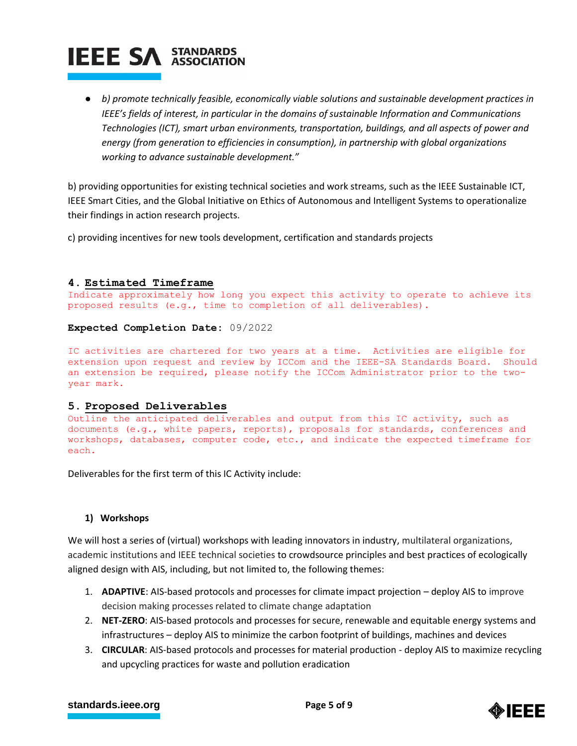- *b) promote technically feasible, economically viable solutions and sustainable development practices in IEEE's fields of interest, in particular in the domains of sustainable Information and Communications Technologies (ICT), smart urban environments, transportation, buildings, and all aspects of power and energy (from generation to efficiencies in consumption), in partnership with global organizations working to advance sustainable development."*

b) providing opportunities for existing technical societies and work streams, such as the IEEE Sustainable ICT, IEEE Smart Cities, and the Global Initiative on Ethics of Autonomous and Intelligent Systems to operationalize their findings in action research projects.

c) providing incentives for new tools development, certification and standards projects

## 4. Estimated Timeframe

Indicate approximately how long you expect this activity to operate to achieve its proposed results (e.g., time to completion of all deliverables).

**Expected Completion Date:** 09/2022

IC activities are chartered for two years at a time. Activities are eligible for extension upon request and review by ICCom and the IEEE-SA Standards Board. Should an extension be required, please notify the ICCom Administrator prior to the two-year mark.

## 5. Proposed Deliverables

Outline the anticipated deliverables and output from this IC activity, such as documents (e.g., white papers, reports), proposals for standards, conferences and workshops, databases, computer code, etc., and indicate the expected timeframe for each.

Deliverables for the first term of this IC Activity include:

### 1) Workshops

We will host a series of (virtual) workshops with leading innovators in industry, multilateral organizations, academic institutions and IEEE technical societies to crowdsource principles and best practices of ecologically aligned design with AIS, including, but not limited to, the following themes:

1. **ADAPTIVE**: AIS-based protocols and processes for climate impact projection – deploy AIS to improve decision making processes related to climate change adaptation
2. **NET-ZERO**: AIS-based protocols and processes for secure, renewable and equitable energy systems and infrastructures – deploy AIS to minimize the carbon footprint of buildings, machines and devices
3. **CIRCULAR**: AIS-based protocols and processes for material production - deploy AIS to maximize recycling and upcycling practices for waste and pollution eradication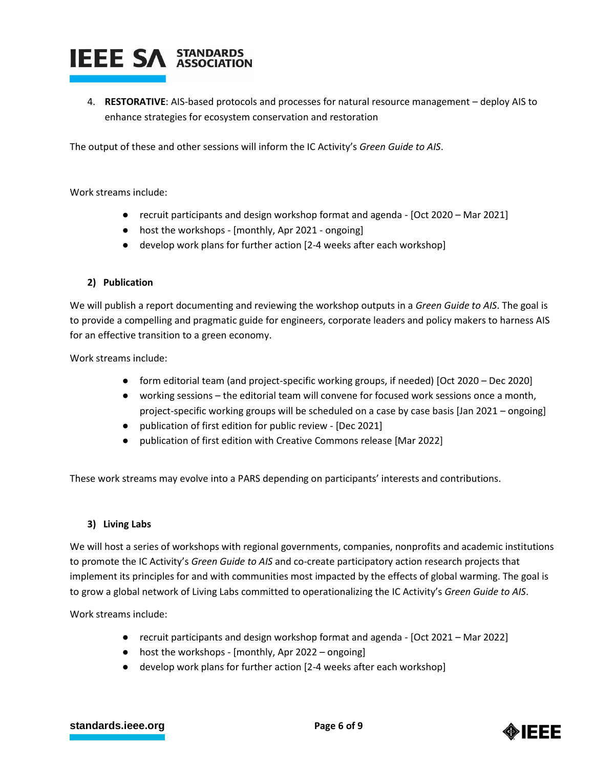4. **RESTORATIVE**: AIS-based protocols and processes for natural resource management – deploy AIS to enhance strategies for ecosystem conservation and restoration

The output of these and other sessions will inform the IC Activity's *Green Guide to AIS*.

Work streams include:

- recruit participants and design workshop format and agenda - [Oct 2020 – Mar 2021]
- host the workshops - [monthly, Apr 2021 - ongoing]
- develop work plans for further action [2-4 weeks after each workshop]

#### 2) Publication

We will publish a report documenting and reviewing the workshop outputs in a *Green Guide to AIS*. The goal is to provide a compelling and pragmatic guide for engineers, corporate leaders and policy makers to harness AIS for an effective transition to a green economy.

Work streams include:

- form editorial team (and project-specific working groups, if needed) [Oct 2020 – Dec 2020]
- working sessions – the editorial team will convene for focused work sessions once a month, project-specific working groups will be scheduled on a case by case basis [Jan 2021 – ongoing]
- publication of first edition for public review - [Dec 2021]
- publication of first edition with Creative Commons release [Mar 2022]

These work streams may evolve into a PARS depending on participants' interests and contributions.

#### 3) Living Labs

We will host a series of workshops with regional governments, companies, nonprofits and academic institutions to promote the IC Activity's *Green Guide to AIS* and co-create participatory action research projects that implement its principles for and with communities most impacted by the effects of global warming. The goal is to grow a global network of Living Labs committed to operationalizing the IC Activity's *Green Guide to AIS*.

Work streams include:

- recruit participants and design workshop format and agenda - [Oct 2021 – Mar 2022]
- host the workshops - [monthly, Apr 2022 – ongoing]
- develop work plans for further action [2-4 weeks after each workshop]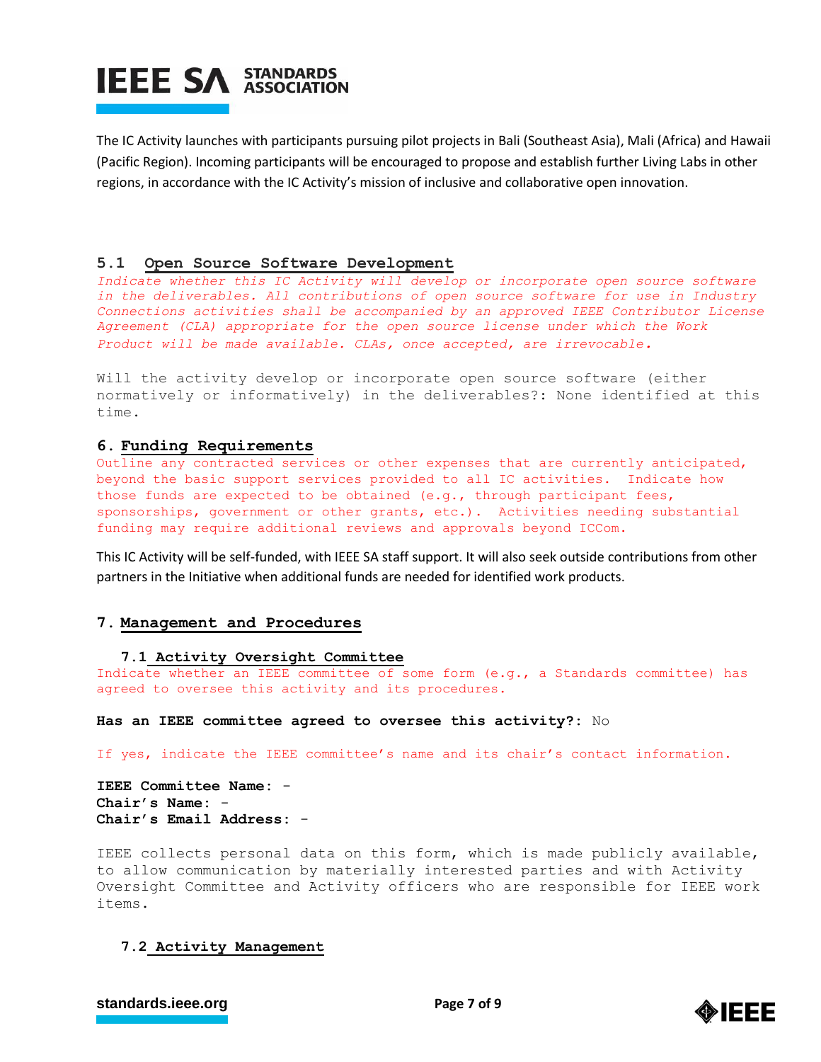The IC Activity launches with participants pursuing pilot projects in Bali (Southeast Asia), Mali (Africa) and Hawaii (Pacific Region). Incoming participants will be encouraged to propose and establish further Living Labs in other regions, in accordance with the IC Activity's mission of inclusive and collaborative open innovation.

### 5.1 Open Source Software Development

*Indicate whether this IC Activity will develop or incorporate open source software in the deliverables. All contributions of open source software for use in Industry Connections activities shall be accompanied by an approved IEEE Contributor License Agreement (CLA) appropriate for the open source license under which the Work Product will be made available. CLAs, once accepted, are irrevocable.*

Will the activity develop or incorporate open source software (either normatively or informatively) in the deliverables?: None identified at this time.

## 6. Funding Requirements

Outline any contracted services or other expenses that are currently anticipated, beyond the basic support services provided to all IC activities. Indicate how those funds are expected to be obtained (e.g., through participant fees, sponsorships, government or other grants, etc.). Activities needing substantial funding may require additional reviews and approvals beyond ICCom.

This IC Activity will be self-funded, with IEEE SA staff support. It will also seek outside contributions from other partners in the Initiative when additional funds are needed for identified work products.

## 7. Management and Procedures

### 7.1 Activity Oversight Committee

Indicate whether an IEEE committee of some form (e.g., a Standards committee) has agreed to oversee this activity and its procedures.

**Has an IEEE committee agreed to oversee this activity?:** No

If yes, indicate the IEEE committee's name and its chair's contact information.

**IEEE Committee Name:** -
**Chair's Name:** -
**Chair's Email Address:** -

IEEE collects personal data on this form, which is made publicly available, to allow communication by materially interested parties and with Activity Oversight Committee and Activity officers who are responsible for IEEE work items.

### 7.2 Activity Management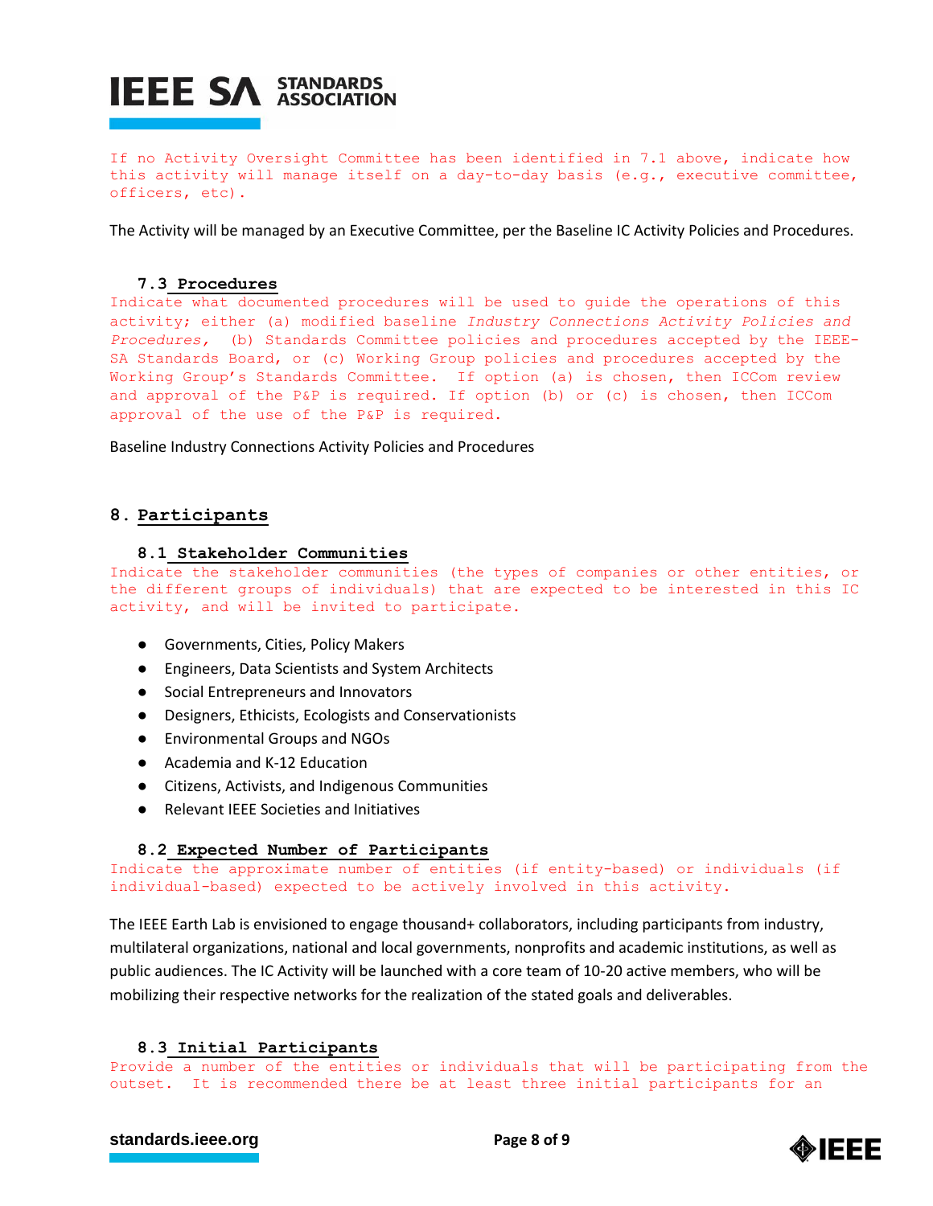If no Activity Oversight Committee has been identified in 7.1 above, indicate how this activity will manage itself on a day-to-day basis (e.g., executive committee, officers, etc).

The Activity will be managed by an Executive Committee, per the Baseline IC Activity Policies and Procedures.

### 7.3 Procedures

Indicate what documented procedures will be used to guide the operations of this activity; either (a) modified baseline *Industry Connections Activity Policies and Procedures*, (b) Standards Committee policies and procedures accepted by the IEEE-SA Standards Board, or (c) Working Group policies and procedures accepted by the Working Group's Standards Committee. If option (a) is chosen, then ICCom review and approval of the P&P is required. If option (b) or (c) is chosen, then ICCom approval of the use of the P&P is required.

Baseline Industry Connections Activity Policies and Procedures

## 8. Participants

### 8.1 Stakeholder Communities

Indicate the stakeholder communities (the types of companies or other entities, or the different groups of individuals) that are expected to be interested in this IC activity, and will be invited to participate.

- Governments, Cities, Policy Makers
- Engineers, Data Scientists and System Architects
- Social Entrepreneurs and Innovators
- Designers, Ethicists, Ecologists and Conservationists
- Environmental Groups and NGOs
- Academia and K-12 Education
- Citizens, Activists, and Indigenous Communities
- Relevant IEEE Societies and Initiatives

### 8.2 Expected Number of Participants

Indicate the approximate number of entities (if entity-based) or individuals (if individual-based) expected to be actively involved in this activity.

The IEEE Earth Lab is envisioned to engage thousand+ collaborators, including participants from industry, multilateral organizations, national and local governments, nonprofits and academic institutions, as well as public audiences. The IC Activity will be launched with a core team of 10-20 active members, who will be mobilizing their respective networks for the realization of the stated goals and deliverables.

### 8.3 Initial Participants

Provide a number of the entities or individuals that will be participating from the outset. It is recommended there be at least three initial participants for an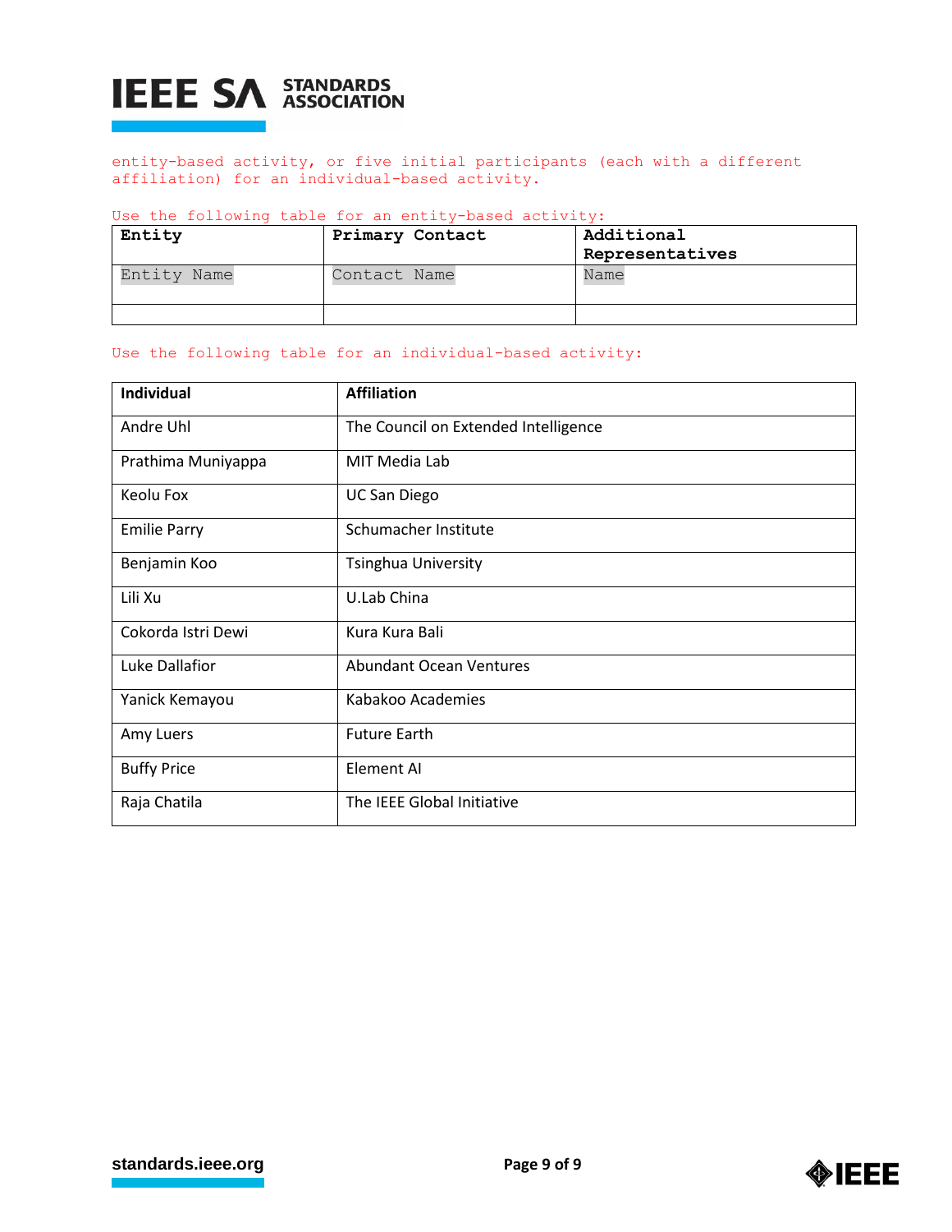entity-based activity, or five initial participants (each with a different affiliation) for an individual-based activity.

Use the following table for an entity-based activity:

| Entity | Primary Contact | Additional Representatives |
| --- | --- | --- |
| Entity Name | Contact Name | Name |
| | | |

Use the following table for an individual-based activity:

| Individual | Affiliation |
| --- | --- |
| Andre Uhl | The Council on Extended Intelligence |
| Prathima Muniyappa | MIT Media Lab |
| Keolu Fox | UC San Diego |
| Emilie Parry | Schumacher Institute |
| Benjamin Koo | Tsinghua University |
| Lili Xu | U.Lab China |
| Cokorda Istri Dewi | Kura Kura Bali |
| Luke Dallafior | Abundant Ocean Ventures |
| Yanick Kemayou | Kabakoo Academies |
| Amy Luers | Future Earth |
| Buffy Price | Element AI |
| Raja Chatila | The IEEE Global Initiative |